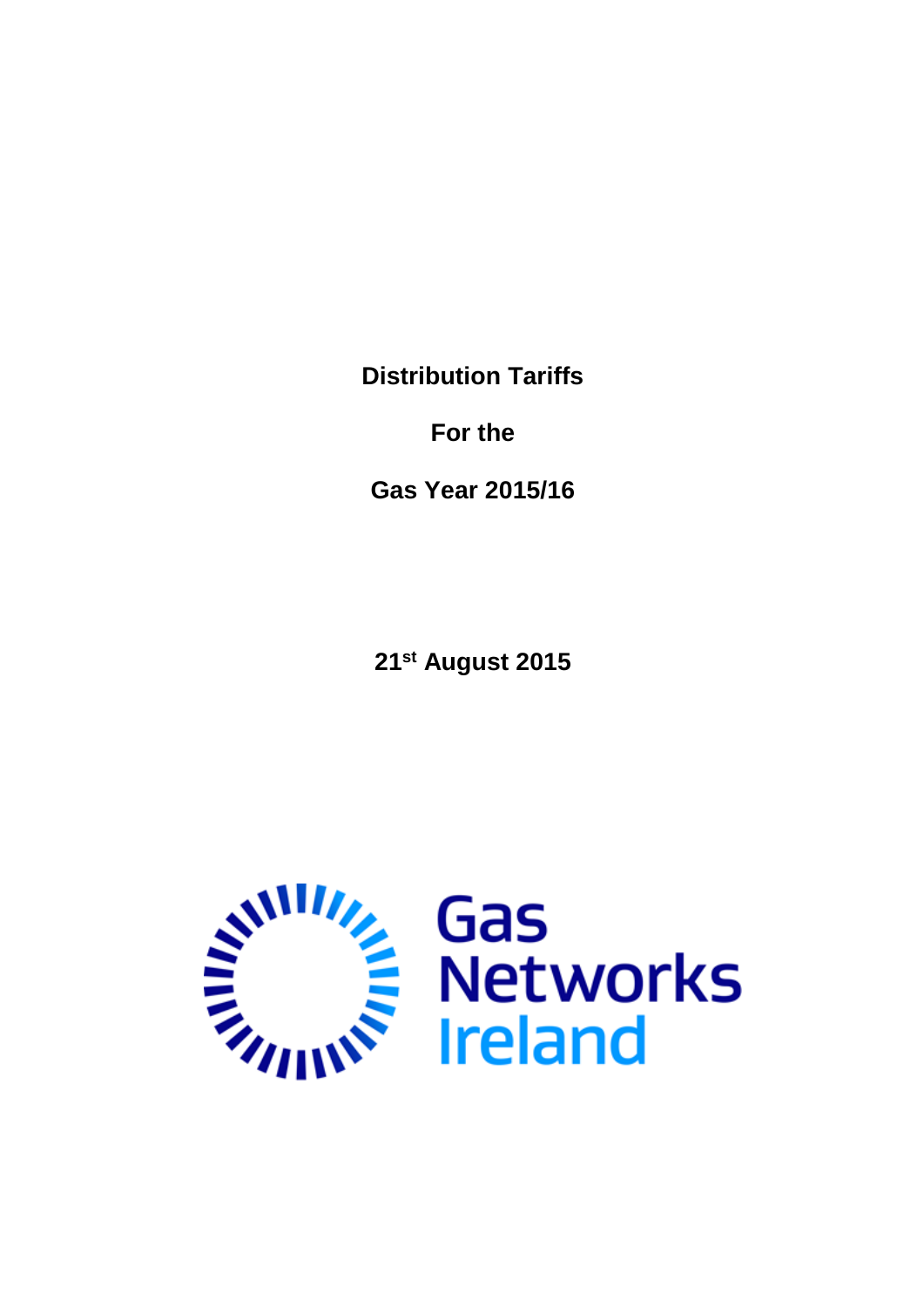**Distribution Tariffs**

**For the**

**Gas Year 2015/16**

**21st August 2015**

Gas Networks Ireland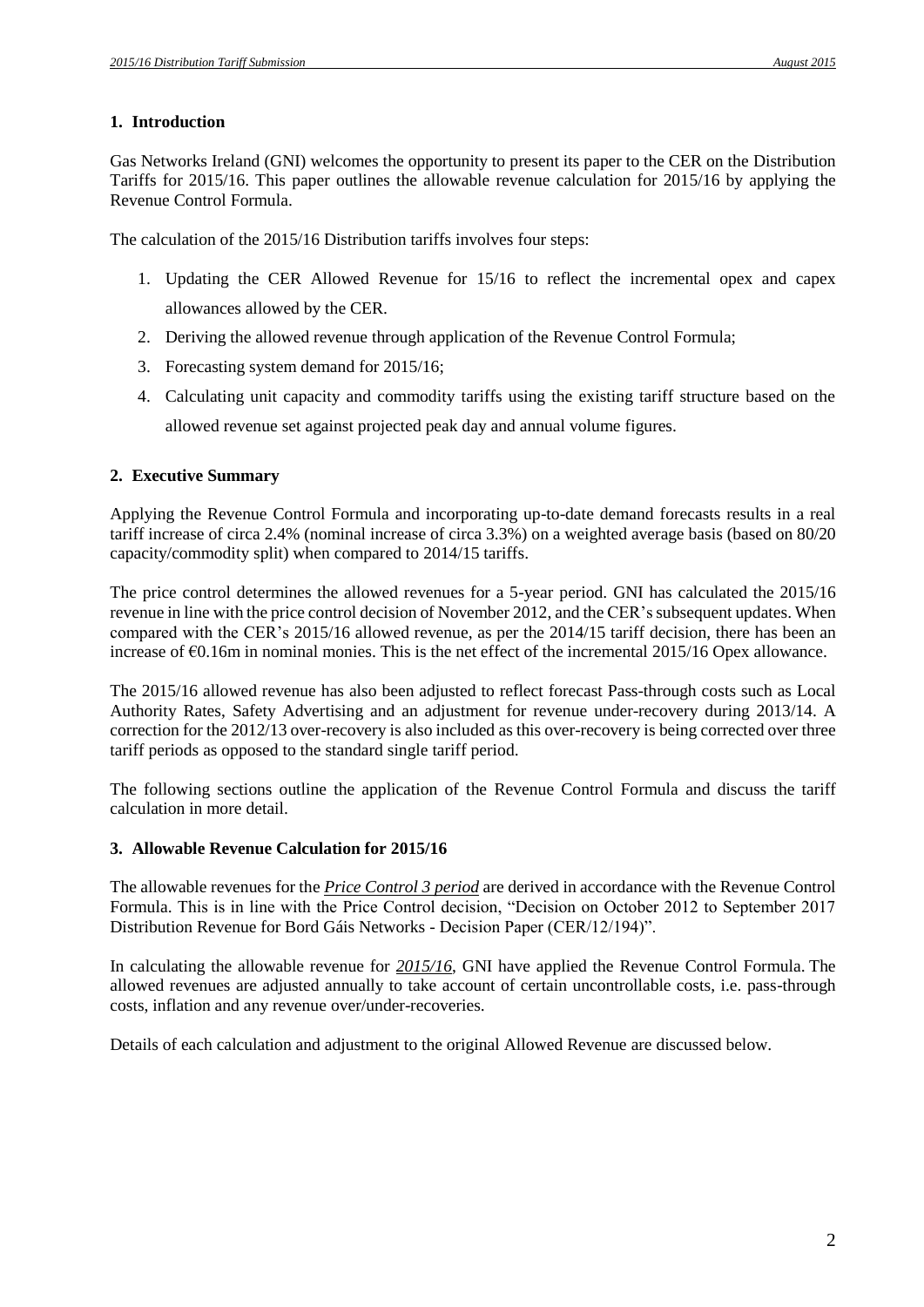## 1. Introduction

Gas Networks Ireland (GNI) welcomes the opportunity to present its paper to the CER on the Distribution Tariffs for 2015/16. This paper outlines the allowable revenue calculation for 2015/16 by applying the Revenue Control Formula.

The calculation of the 2015/16 Distribution tariffs involves four steps:

1. Updating the CER Allowed Revenue for 15/16 to reflect the incremental opex and capex allowances allowed by the CER.
2. Deriving the allowed revenue through application of the Revenue Control Formula;
3. Forecasting system demand for 2015/16;
4. Calculating unit capacity and commodity tariffs using the existing tariff structure based on the allowed revenue set against projected peak day and annual volume figures.

## 2. Executive Summary

Applying the Revenue Control Formula and incorporating up-to-date demand forecasts results in a real tariff increase of circa 2.4% (nominal increase of circa 3.3%) on a weighted average basis (based on 80/20 capacity/commodity split) when compared to 2014/15 tariffs.

The price control determines the allowed revenues for a 5-year period. GNI has calculated the 2015/16 revenue in line with the price control decision of November 2012, and the CER's subsequent updates. When compared with the CER's 2015/16 allowed revenue, as per the 2014/15 tariff decision, there has been an increase of €0.16m in nominal monies. This is the net effect of the incremental 2015/16 Opex allowance.

The 2015/16 allowed revenue has also been adjusted to reflect forecast Pass-through costs such as Local Authority Rates, Safety Advertising and an adjustment for revenue under-recovery during 2013/14. A correction for the 2012/13 over-recovery is also included as this over-recovery is being corrected over three tariff periods as opposed to the standard single tariff period.

The following sections outline the application of the Revenue Control Formula and discuss the tariff calculation in more detail.

## 3. Allowable Revenue Calculation for 2015/16

The allowable revenues for the ***Price Control 3 period*** are derived in accordance with the Revenue Control Formula. This is in line with the Price Control decision, "Decision on October 2012 to September 2017 Distribution Revenue for Bord Gáis Networks - Decision Paper (CER/12/194)".

In calculating the allowable revenue for ***2015/16***, GNI have applied the Revenue Control Formula. The allowed revenues are adjusted annually to take account of certain uncontrollable costs, i.e. pass-through costs, inflation and any revenue over/under-recoveries.

Details of each calculation and adjustment to the original Allowed Revenue are discussed below.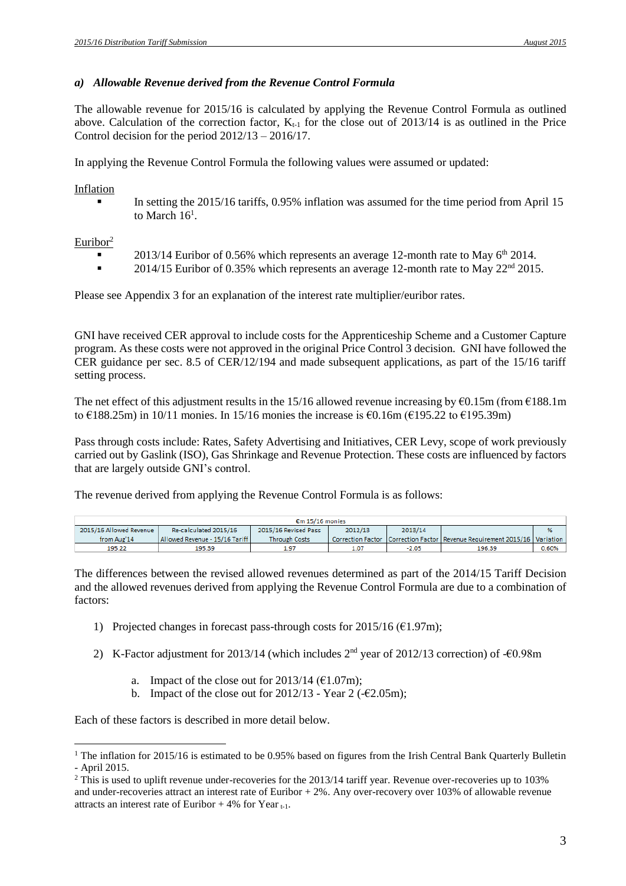### *a) Allowable Revenue derived from the Revenue Control Formula*

The allowable revenue for 2015/16 is calculated by applying the Revenue Control Formula as outlined above. Calculation of the correction factor, $K_{t-1}$ for the close out of 2013/14 is as outlined in the Price Control decision for the period 2012/13 – 2016/17.

In applying the Revenue Control Formula the following values were assumed or updated:

Inflation

- In setting the 2015/16 tariffs, 0.95% inflation was assumed for the time period from April 15 to March 16[1].

Euribor[2]

- 2013/14 Euribor of 0.56% which represents an average 12-month rate to May 6th 2014.
- 2014/15 Euribor of 0.35% which represents an average 12-month rate to May 22nd 2015.

Please see Appendix 3 for an explanation of the interest rate multiplier/euribor rates.

GNI have received CER approval to include costs for the Apprenticeship Scheme and a Customer Capture program. As these costs were not approved in the original Price Control 3 decision. GNI have followed the CER guidance per sec. 8.5 of CER/12/194 and made subsequent applications, as part of the 15/16 tariff setting process.

The net effect of this adjustment results in the 15/16 allowed revenue increasing by €0.15m (from €188.1m to €188.25m) in 10/11 monies. In 15/16 monies the increase is €0.16m (€195.22 to €195.39m)

Pass through costs include: Rates, Safety Advertising and Initiatives, CER Levy, scope of work previously carried out by Gaslink (ISO), Gas Shrinkage and Revenue Protection. These costs are influenced by factors that are largely outside GNI's control.

The revenue derived from applying the Revenue Control Formula is as follows:

| €m 15/16 monies | | | | | | |
|---|---|---|---|---|---|---|
| 2015/16 Allowed Revenue from Aug'14 | Re-calculated 2015/16 Allowed Revenue - 15/16 Tariff | 2015/16 Revised Pass Through Costs | 2012/13 Correction Factor | 2013/14 Correction Factor | Revenue Requirement 2015/16 | % Variation |
| 195.22 | 195.39 | 1.97 | 1.07 | -2.05 | 196.39 | 0.60% |

The differences between the revised allowed revenues determined as part of the 2014/15 Tariff Decision and the allowed revenues derived from applying the Revenue Control Formula are due to a combination of factors:

1) Projected changes in forecast pass-through costs for 2015/16 (€1.97m);

2) K-Factor adjustment for 2013/14 (which includes 2nd year of 2012/13 correction) of -€0.98m

   a. Impact of the close out for 2013/14 (€1.07m);
   b. Impact of the close out for 2012/13 - Year 2 (-€2.05m);

Each of these factors is described in more detail below.

---

[1] The inflation for 2015/16 is estimated to be 0.95% based on figures from the Irish Central Bank Quarterly Bulletin - April 2015.

[2] This is used to uplift revenue under-recoveries for the 2013/14 tariff year. Revenue over-recoveries up to 103% and under-recoveries attract an interest rate of Euribor + 2%. Any over-recovery over 103% of allowable revenue attracts an interest rate of Euribor + 4% for Year $_{t-1}$.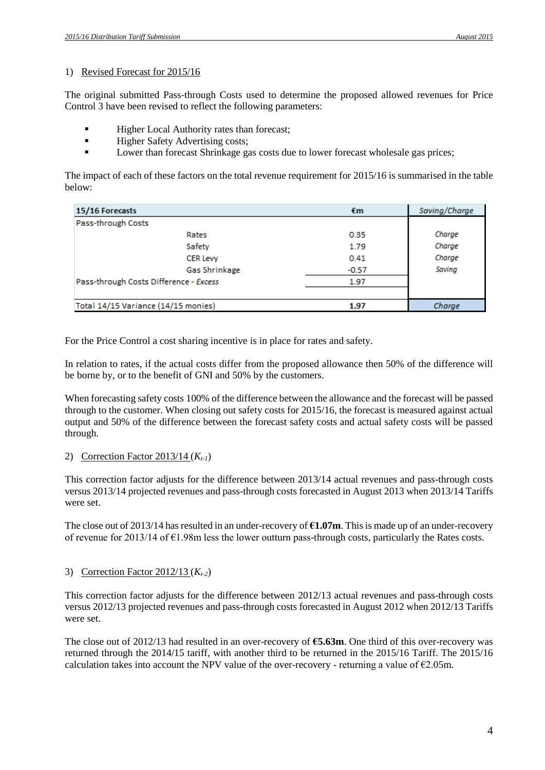1) Revised Forecast for 2015/16

The original submitted Pass-through Costs used to determine the proposed allowed revenues for Price Control 3 have been revised to reflect the following parameters:

- Higher Local Authority rates than forecast;
- Higher Safety Advertising costs;
- Lower than forecast Shrinkage gas costs due to lower forecast wholesale gas prices;

The impact of each of these factors on the total revenue requirement for 2015/16 is summarised in the table below:

| 15/16 Forecasts | | €m | *Saving/Charge* |
|---|---|---|---|
| Pass-through Costs | | | |
| | Rates | 0.35 | *Charge* |
| | Safety | 1.79 | *Charge* |
| | CER Levy | 0.41 | *Charge* |
| | Gas Shrinkage | -0.57 | *Saving* |
| Pass-through Costs Difference - *Excess* | | 1.97 | |
| | | | |
| Total 14/15 Variance (14/15 monies) | | **1.97** | *Charge* |

For the Price Control a cost sharing incentive is in place for rates and safety.

In relation to rates, if the actual costs differ from the proposed allowance then 50% of the difference will be borne by, or to the benefit of GNI and 50% by the customers.

When forecasting safety costs 100% of the difference between the allowance and the forecast will be passed through to the customer. When closing out safety costs for 2015/16, the forecast is measured against actual output and 50% of the difference between the forecast safety costs and actual safety costs will be passed through.

2) Correction Factor 2013/14 ($K_{t-1}$)

This correction factor adjusts for the difference between 2013/14 actual revenues and pass-through costs versus 2013/14 projected revenues and pass-through costs forecasted in August 2013 when 2013/14 Tariffs were set.

The close out of 2013/14 has resulted in an under-recovery of **€1.07m**. This is made up of an under-recovery of revenue for 2013/14 of €1.98m less the lower outturn pass-through costs, particularly the Rates costs.

3) Correction Factor 2012/13 ($K_{t-2}$)

This correction factor adjusts for the difference between 2012/13 actual revenues and pass-through costs versus 2012/13 projected revenues and pass-through costs forecasted in August 2012 when 2012/13 Tariffs were set.

The close out of 2012/13 had resulted in an over-recovery of **€5.63m**. One third of this over-recovery was returned through the 2014/15 tariff, with another third to be returned in the 2015/16 Tariff. The 2015/16 calculation takes into account the NPV value of the over-recovery - returning a value of €2.05m.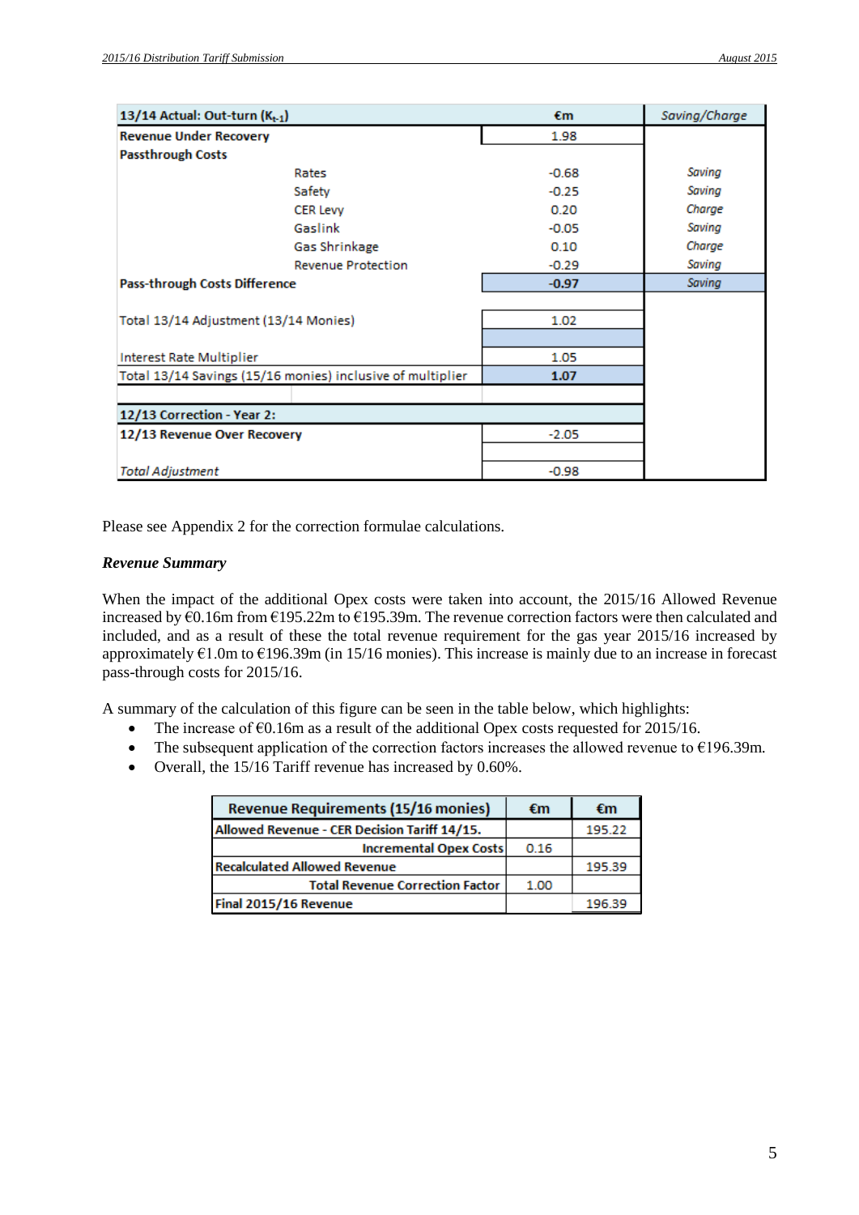| 13/14 Actual: Out-turn ($K_{t-1}$) | | €m | Saving/Charge |
|---|---|---|---|
| **Revenue Under Recovery** | | 1.98 | |
| **Passthrough Costs** | | | |
| | Rates | -0.68 | Saving |
| | Safety | -0.25 | Saving |
| | CER Levy | 0.20 | Charge |
| | Gaslink | -0.05 | Saving |
| | Gas Shrinkage | 0.10 | Charge |
| | Revenue Protection | -0.29 | Saving |
| **Pass-through Costs Difference** | | **-0.97** | Saving |
| | | | |
| Total 13/14 Adjustment (13/14 Monies) | | 1.02 | |
| | | | |
| Interest Rate Multiplier | | 1.05 | |
| Total 13/14 Savings (15/16 monies) inclusive of multiplier | | **1.07** | |
| | | | |
| **12/13 Correction - Year 2:** | | | |
| **12/13 Revenue Over Recovery** | | -2.05 | |
| | | | |
| *Total Adjustment* | | -0.98 | |

Please see Appendix 2 for the correction formulae calculations.

***Revenue Summary***

When the impact of the additional Opex costs were taken into account, the 2015/16 Allowed Revenue increased by €0.16m from €195.22m to €195.39m. The revenue correction factors were then calculated and included, and as a result of these the total revenue requirement for the gas year 2015/16 increased by approximately €1.0m to €196.39m (in 15/16 monies). This increase is mainly due to an increase in forecast pass-through costs for 2015/16.

A summary of the calculation of this figure can be seen in the table below, which highlights:

- The increase of €0.16m as a result of the additional Opex costs requested for 2015/16.
- The subsequent application of the correction factors increases the allowed revenue to €196.39m.
- Overall, the 15/16 Tariff revenue has increased by 0.60%.

| Revenue Requirements (15/16 monies) | €m | €m |
|---|---|---|
| **Allowed Revenue - CER Decision Tariff 14/15.** | | 195.22 |
| **Incremental Opex Costs** | 0.16 | |
| **Recalculated Allowed Revenue** | | 195.39 |
| **Total Revenue Correction Factor** | 1.00 | |
| **Final 2015/16 Revenue** | | 196.39 |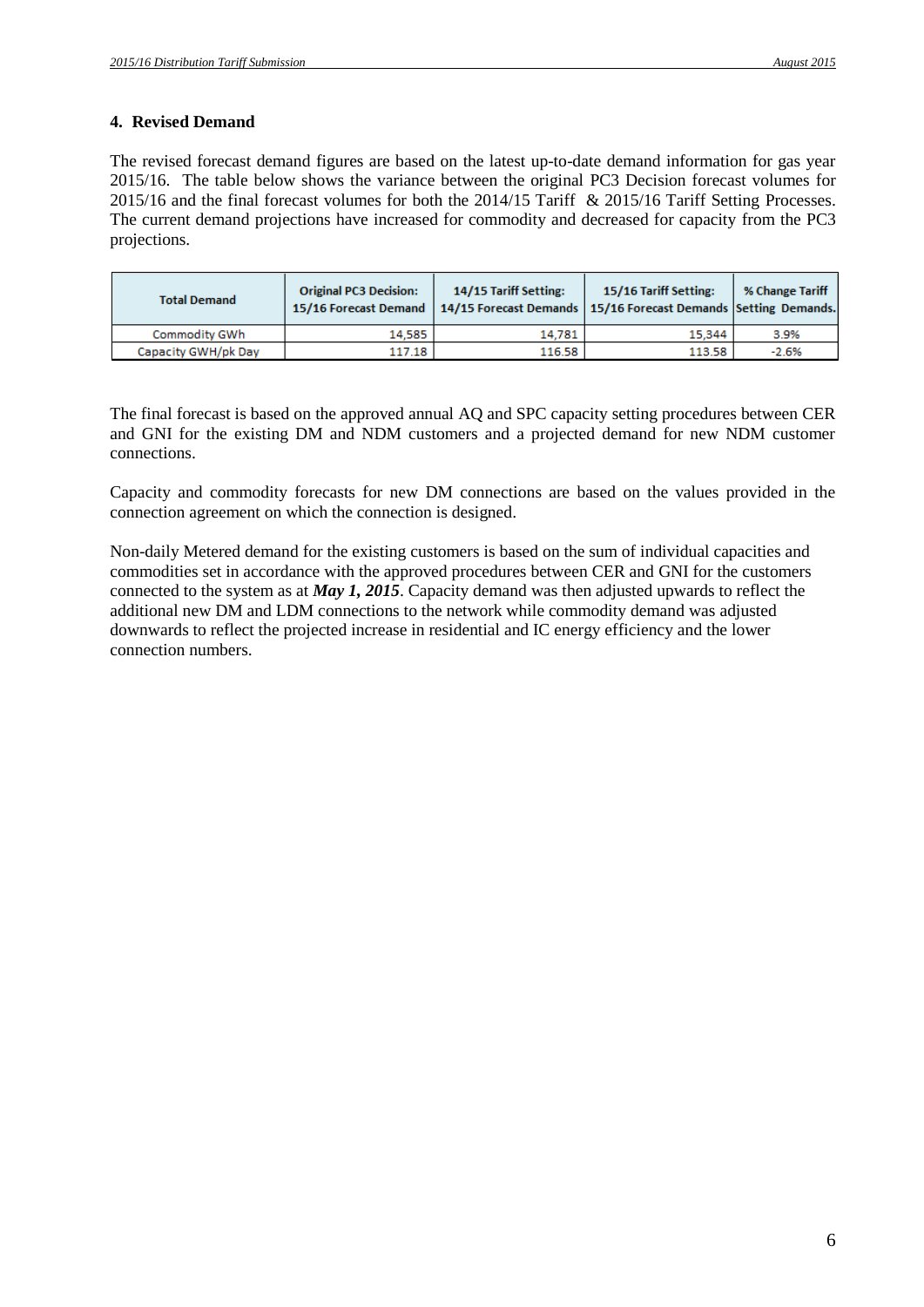## 4. Revised Demand

The revised forecast demand figures are based on the latest up-to-date demand information for gas year 2015/16. The table below shows the variance between the original PC3 Decision forecast volumes for 2015/16 and the final forecast volumes for both the 2014/15 Tariff & 2015/16 Tariff Setting Processes. The current demand projections have increased for commodity and decreased for capacity from the PC3 projections.

| Total Demand | Original PC3 Decision: 15/16 Forecast Demand | 14/15 Tariff Setting: 14/15 Forecast Demands | 15/16 Tariff Setting: 15/16 Forecast Demands | % Change Tariff Setting Demands. |
|---|---|---|---|---|
| Commodity GWh | 14,585 | 14,781 | 15,344 | 3.9% |
| Capacity GWH/pk Day | 117.18 | 116.58 | 113.58 | -2.6% |

The final forecast is based on the approved annual AQ and SPC capacity setting procedures between CER and GNI for the existing DM and NDM customers and a projected demand for new NDM customer connections.

Capacity and commodity forecasts for new DM connections are based on the values provided in the connection agreement on which the connection is designed.

Non-daily Metered demand for the existing customers is based on the sum of individual capacities and commodities set in accordance with the approved procedures between CER and GNI for the customers connected to the system as at ***May 1, 2015***. Capacity demand was then adjusted upwards to reflect the additional new DM and LDM connections to the network while commodity demand was adjusted downwards to reflect the projected increase in residential and IC energy efficiency and the lower connection numbers.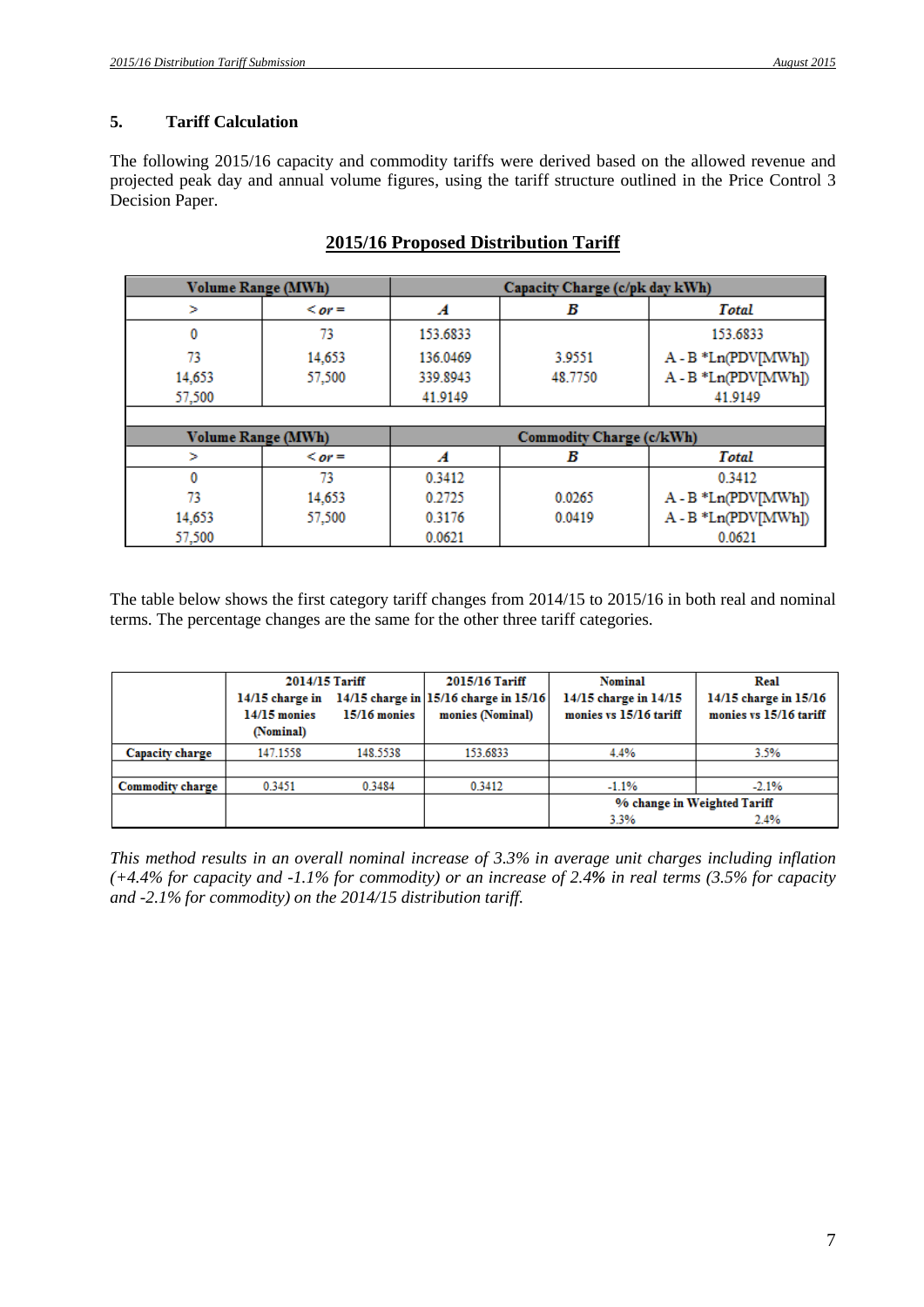## 5. Tariff Calculation

The following 2015/16 capacity and commodity tariffs were derived based on the allowed revenue and projected peak day and annual volume figures, using the tariff structure outlined in the Price Control 3 Decision Paper.

**2015/16 Proposed Distribution Tariff**

| Volume Range (MWh) | | Capacity Charge (c/pk day kWh) | | |
|---|---|---|---|---|
| > | < or = | *A* | *B* | *Total* |
| 0 | 73 | 153.6833 | | 153.6833 |
| 73 | 14,653 | 136.0469 | 3.9551 | A - B *Ln(PDV[MWh]) |
| 14,653 | 57,500 | 339.8943 | 48.7750 | A - B *Ln(PDV[MWh]) |
| 57,500 | | 41.9149 | | 41.9149 |
| | | | | |
| **Volume Range (MWh)** | | **Commodity Charge (c/kWh)** | | |
| > | < or = | *A* | *B* | *Total* |
| 0 | 73 | 0.3412 | | 0.3412 |
| 73 | 14,653 | 0.2725 | 0.0265 | A - B *Ln(PDV[MWh]) |
| 14,653 | 57,500 | 0.3176 | 0.0419 | A - B *Ln(PDV[MWh]) |
| 57,500 | | 0.0621 | | 0.0621 |

The table below shows the first category tariff changes from 2014/15 to 2015/16 in both real and nominal terms. The percentage changes are the same for the other three tariff categories.

| | 2014/15 Tariff | | 2015/16 Tariff | Nominal | Real |
|---|---|---|---|---|---|
| | 14/15 charge in 14/15 monies (Nominal) | 14/15 charge in 15/16 monies | 15/16 charge in 15/16 monies (Nominal) | 14/15 charge in 14/15 monies vs 15/16 tariff | 14/15 charge in 15/16 monies vs 15/16 tariff |
| **Capacity charge** | 147.1558 | 148.5538 | 153.6833 | 4.4% | 3.5% |
| | | | | | |
| **Commodity charge** | 0.3451 | 0.3484 | 0.3412 | -1.1% | -2.1% |
| | | | | **% change in Weighted Tariff** | |
| | | | | 3.3% | 2.4% |

*This method results in an overall nominal increase of 3.3% in average unit charges including inflation (+4.4% for capacity and -1.1% for commodity) or an increase of 2.4% in real terms (3.5% for capacity and -2.1% for commodity) on the 2014/15 distribution tariff.*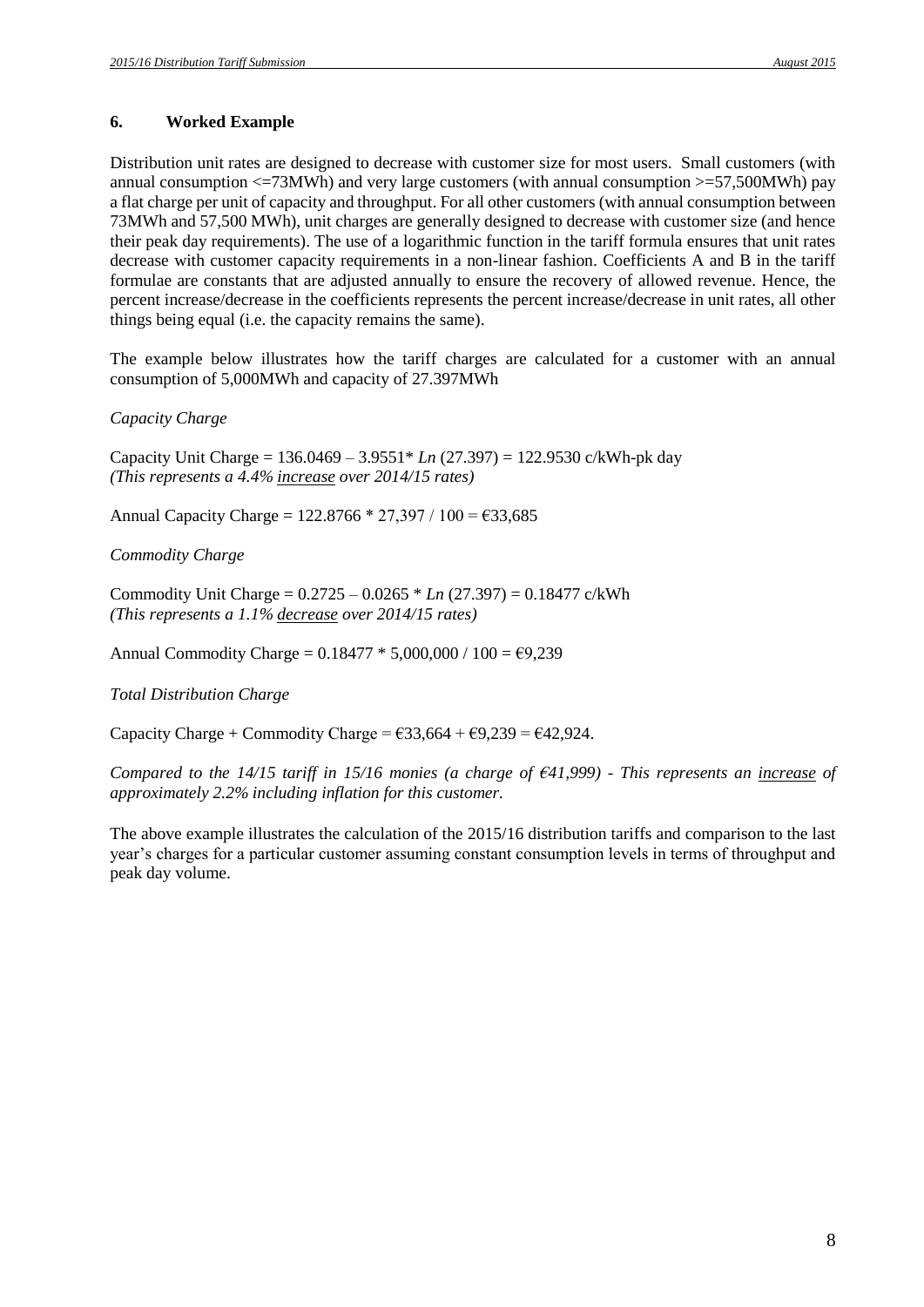## 6. Worked Example

Distribution unit rates are designed to decrease with customer size for most users. Small customers (with annual consumption <=73MWh) and very large customers (with annual consumption >=57,500MWh) pay a flat charge per unit of capacity and throughput. For all other customers (with annual consumption between 73MWh and 57,500 MWh), unit charges are generally designed to decrease with customer size (and hence their peak day requirements). The use of a logarithmic function in the tariff formula ensures that unit rates decrease with customer capacity requirements in a non-linear fashion. Coefficients A and B in the tariff formulae are constants that are adjusted annually to ensure the recovery of allowed revenue. Hence, the percent increase/decrease in the coefficients represents the percent increase/decrease in unit rates, all other things being equal (i.e. the capacity remains the same).

The example below illustrates how the tariff charges are calculated for a customer with an annual consumption of 5,000MWh and capacity of 27.397MWh

*Capacity Charge*

Capacity Unit Charge = 136.0469 – 3.9551* *Ln* (27.397) = 122.9530 c/kWh-pk day
*(This represents a 4.4% increase over 2014/15 rates)*

Annual Capacity Charge = 122.8766 * 27,397 / 100 = €33,685

*Commodity Charge*

Commodity Unit Charge = 0.2725 – 0.0265 * *Ln* (27.397) = 0.18477 c/kWh
*(This represents a 1.1% decrease over 2014/15 rates)*

Annual Commodity Charge = 0.18477 * 5,000,000 / 100 = €9,239

*Total Distribution Charge*

Capacity Charge + Commodity Charge = €33,664 + €9,239 = €42,924.

*Compared to the 14/15 tariff in 15/16 monies (a charge of €41,999) - This represents an increase of approximately 2.2% including inflation for this customer.*

The above example illustrates the calculation of the 2015/16 distribution tariffs and comparison to the last year's charges for a particular customer assuming constant consumption levels in terms of throughput and peak day volume.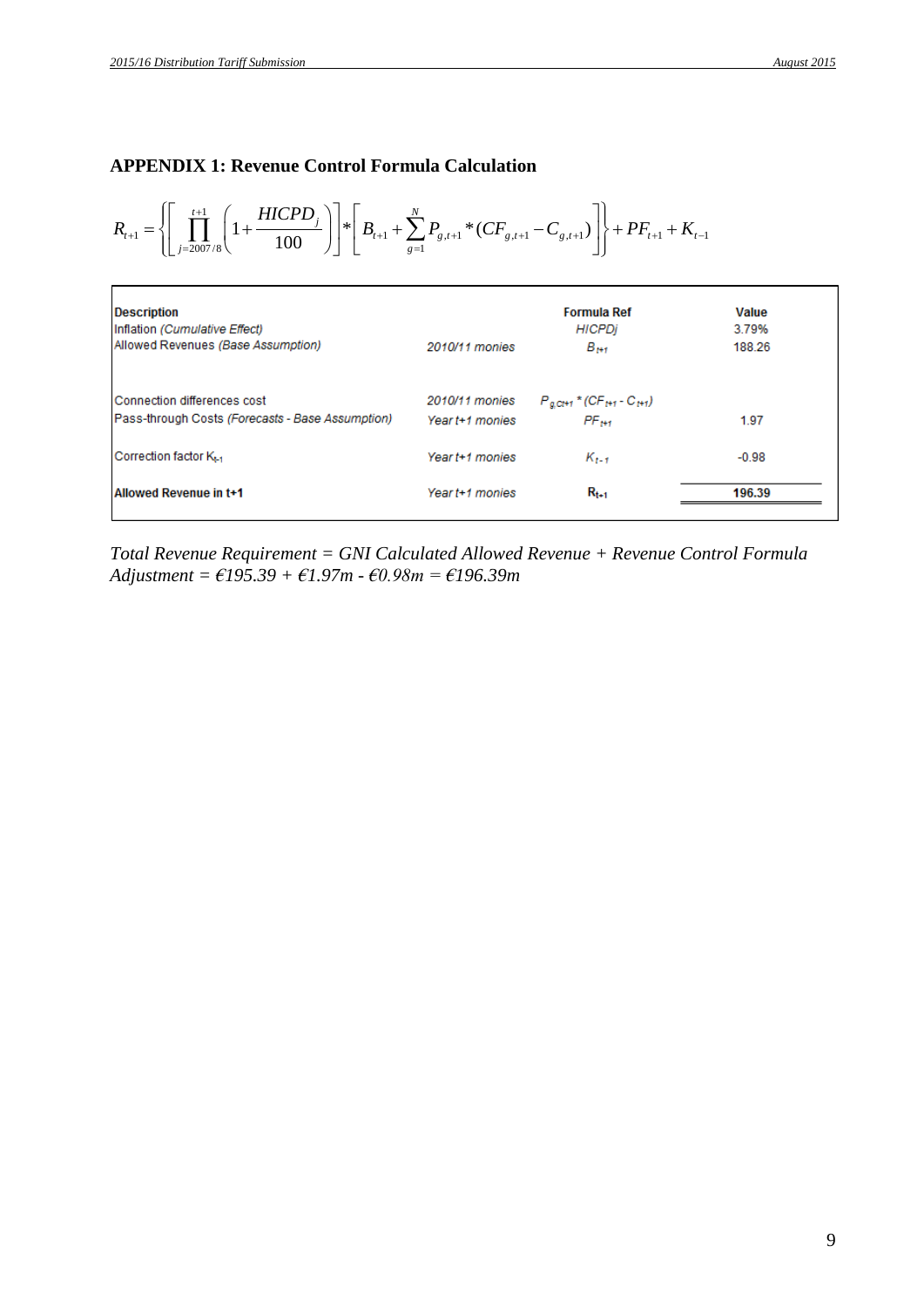## APPENDIX 1: Revenue Control Formula Calculation

$$R_{t+1} = \left\{ \left[ \prod_{j=2007/8}^{t+1} \left( 1 + \frac{HICPD_j}{100} \right) \right] * \left[ B_{t+1} + \sum_{g=1}^{N} P_{g,t+1} * (CF_{g,t+1} - C_{g,t+1}) \right] \right\} + PF_{t+1} + K_{t-1}$$

| **Description** | | **Formula Ref** | **Value** |
|---|---|---|---|
| Inflation *(Cumulative Effect)* | | *HICPDj* | 3.79% |
| Allowed Revenues *(Base Assumption)* | *2010/11 monies* | $B_{t+1}$ | 188.26 |
| Connection differences cost | *2010/11 monies* | $P_{g,Ct+1} * (CF_{t+1} - C_{t+1})$ | |
| Pass-through Costs *(Forecasts - Base Assumption)* | *Year t+1 monies* | $PF_{t+1}$ | 1.97 |
| Correction factor $K_{t-1}$ | *Year t+1 monies* | $K_{t-1}$ | -0.98 |
| **Allowed Revenue in t+1** | *Year t+1 monies* | $R_{t+1}$ | **196.39** |

*Total Revenue Requirement = GNI Calculated Allowed Revenue + Revenue Control Formula Adjustment = €195.39 + €1.97m - €0.98m = €196.39m*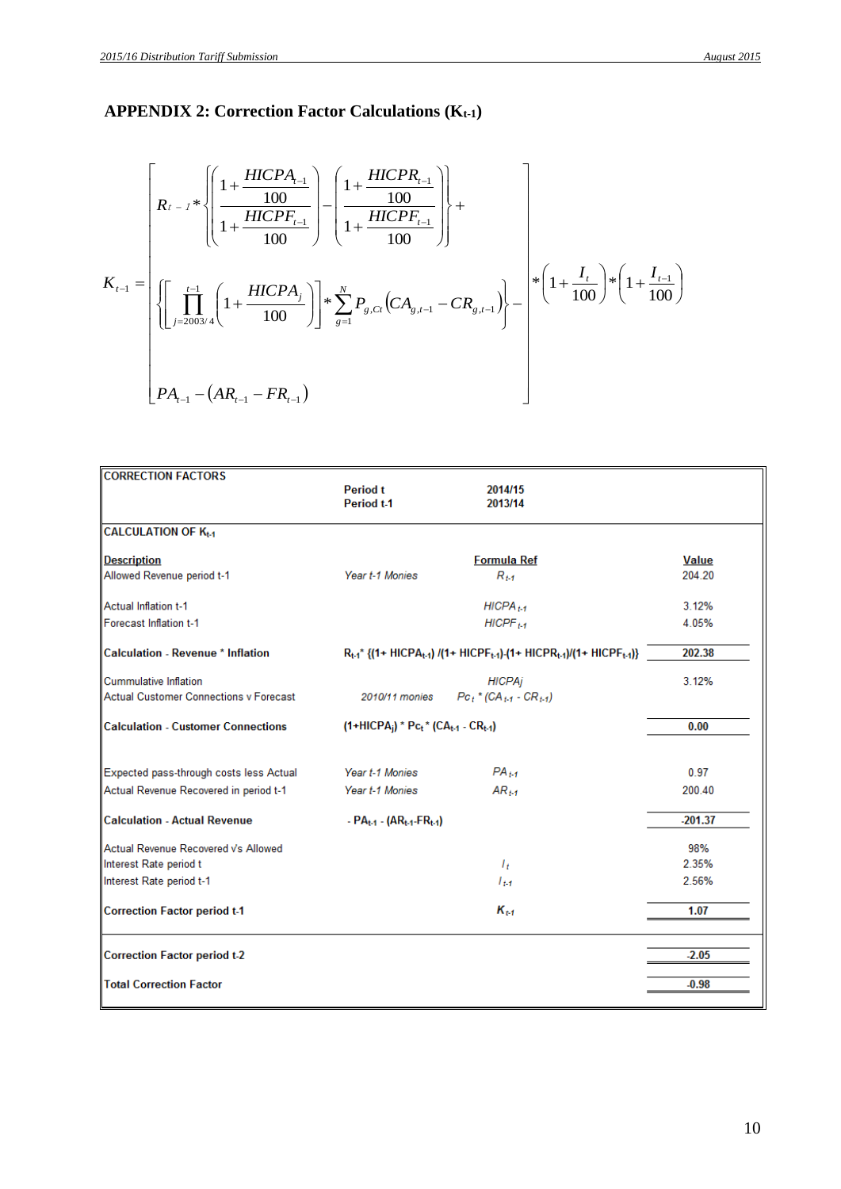## APPENDIX 2: Correction Factor Calculations ($K_{t-1}$)

$$K_{t-1} = \left[ \begin{array}{l} R_{t-1} * \left\{ \left( \dfrac{1+\dfrac{HICPA_{t-1}}{100}}{1+\dfrac{HICPF_{t-1}}{100}} \right) - \left( \dfrac{1+\dfrac{HICPR_{t-1}}{100}}{1+\dfrac{HICPF_{t-1}}{100}} \right) \right\} + \\ \left\{ \left[ \prod_{j=2003/4}^{t-1} \left( 1+\dfrac{HICPA_j}{100} \right) \right] * \sum_{g=1}^{N} P_{g,Ct} \left( CA_{g,t-1} - CR_{g,t-1} \right) \right\} - \\ PA_{t-1} - \left( AR_{t-1} - FR_{t-1} \right) \end{array} \right] * \left( 1+\frac{I_t}{100} \right) * \left( 1+\frac{I_{t-1}}{100} \right)$$

| CORRECTION FACTORS | | | |
|---|---|---|---|
| | Period t | 2014/15 | |
| | Period t-1 | 2013/14 | |
| **CALCULATION OF $K_{t-1}$** | | | |
| **Description** | | **Formula Ref** | **Value** |
| Allowed Revenue period t-1 | *Year t-1 Monies* | $R_{t-1}$ | 204.20 |
| Actual Inflation t-1 | | $HICPA_{t-1}$ | 3.12% |
| Forecast Inflation t-1 | | $HICPF_{t-1}$ | 4.05% |
| **Calculation - Revenue * Inflation** | $R_{t-1}$* {(1+ $HICPA_{t-1}$) /(1+ $HICPF_{t-1}$)-(1+ $HICPR_{t-1}$)/(1+ $HICPF_{t-1}$)} | | **202.38** |
| Cummulative Inflation | | $HICPAj$ | 3.12% |
| Actual Customer Connections v Forecast | *2010/11 monies* | $Pc_t$ * ($CA_{t-1}$ - $CR_{t-1}$) | |
| **Calculation - Customer Connections** | (1+$HICPA_j$) * $Pc_t$ * ($CA_{t-1}$ - $CR_{t-1}$) | | **0.00** |
| Expected pass-through costs less Actual | *Year t-1 Monies* | $PA_{t-1}$ | 0.97 |
| Actual Revenue Recovered in period t-1 | *Year t-1 Monies* | $AR_{t-1}$ | 200.40 |
| **Calculation - Actual Revenue** | - $PA_{t-1}$ - ($AR_{t-1}$-$FR_{t-1}$) | | **-201.37** |
| Actual Revenue Recovered V's Allowed | | | 98% |
| Interest Rate period t | | $I_t$ | 2.35% |
| Interest Rate period t-1 | | $I_{t-1}$ | 2.56% |
| **Correction Factor period t-1** | | $K_{t-1}$ | **1.07** |
| **Correction Factor period t-2** | | | **-2.05** |
| **Total Correction Factor** | | | **-0.98** |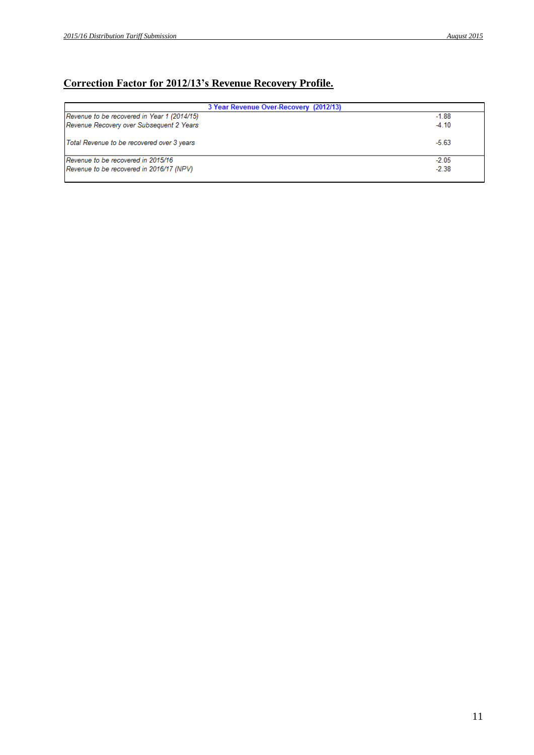## Correction Factor for 2012/13's Revenue Recovery Profile.

| 3 Year Revenue Over-Recovery (2012/13) | |
| --- | --- |
| *Revenue to be recovered in Year 1 (2014/15)* | -1.88 |
| *Revenue Recovery over Subsequent 2 Years* | -4.10 |
| *Total Revenue to be recovered over 3 years* | -5.63 |
| *Revenue to be recovered in 2015/16* | -2.05 |
| *Revenue to be recovered in 2016/17 (NPV)* | -2.38 |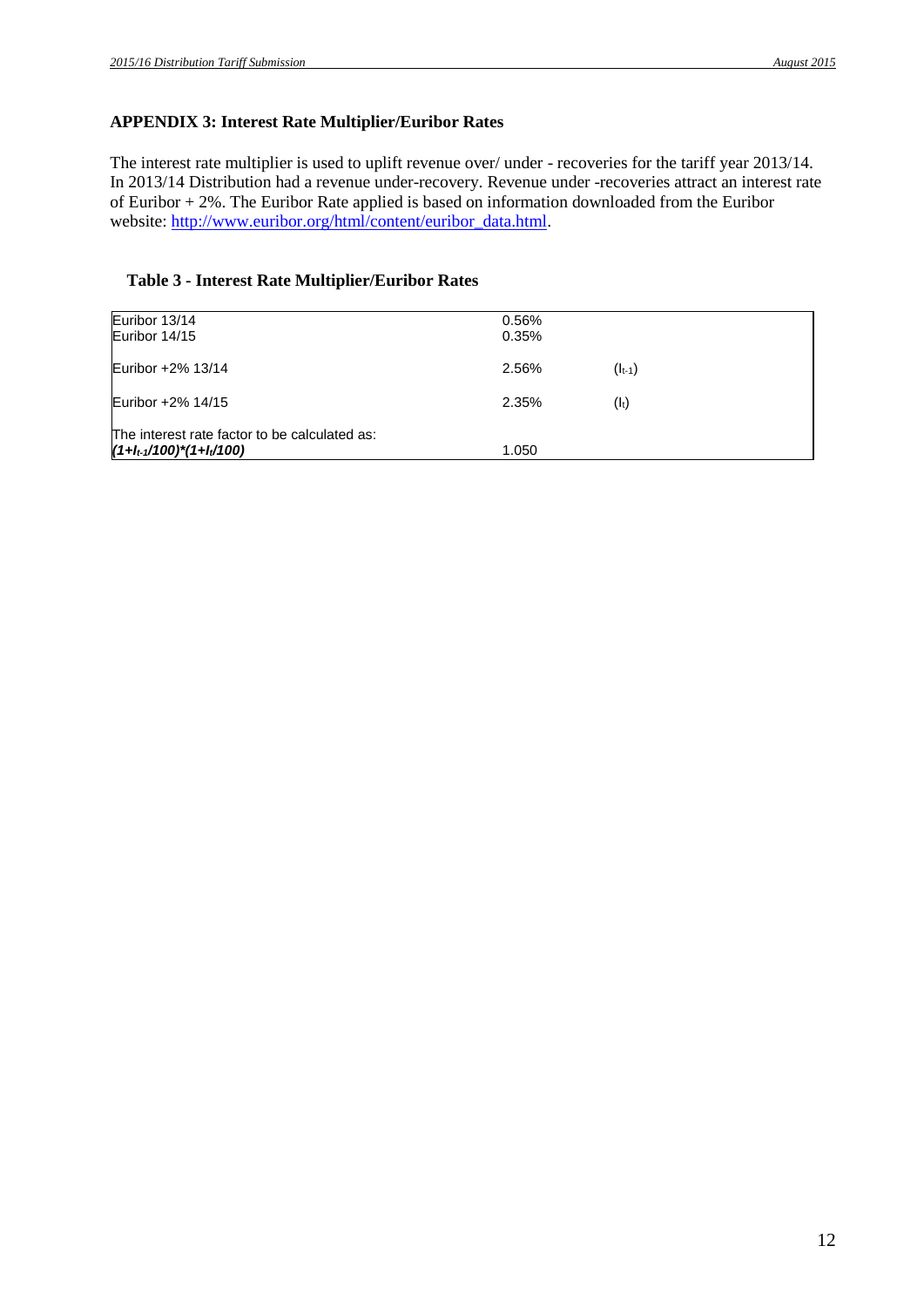## APPENDIX 3: Interest Rate Multiplier/Euribor Rates

The interest rate multiplier is used to uplift revenue over/ under - recoveries for the tariff year 2013/14. In 2013/14 Distribution had a revenue under-recovery. Revenue under -recoveries attract an interest rate of Euribor + 2%. The Euribor Rate applied is based on information downloaded from the Euribor website: http://www.euribor.org/html/content/euribor_data.html.

### Table 3 - Interest Rate Multiplier/Euribor Rates

| | | |
|---|---|---|
| Euribor 13/14 | 0.56% | |
| Euribor 14/15 | 0.35% | |
| Euribor +2% 13/14 | 2.56% | ($I_{t-1}$) |
| Euribor +2% 14/15 | 2.35% | ($I_t$) |
| The interest rate factor to be calculated as: $(1+I_{t-1}/100)*(1+I_t/100)$ | 1.050 | |